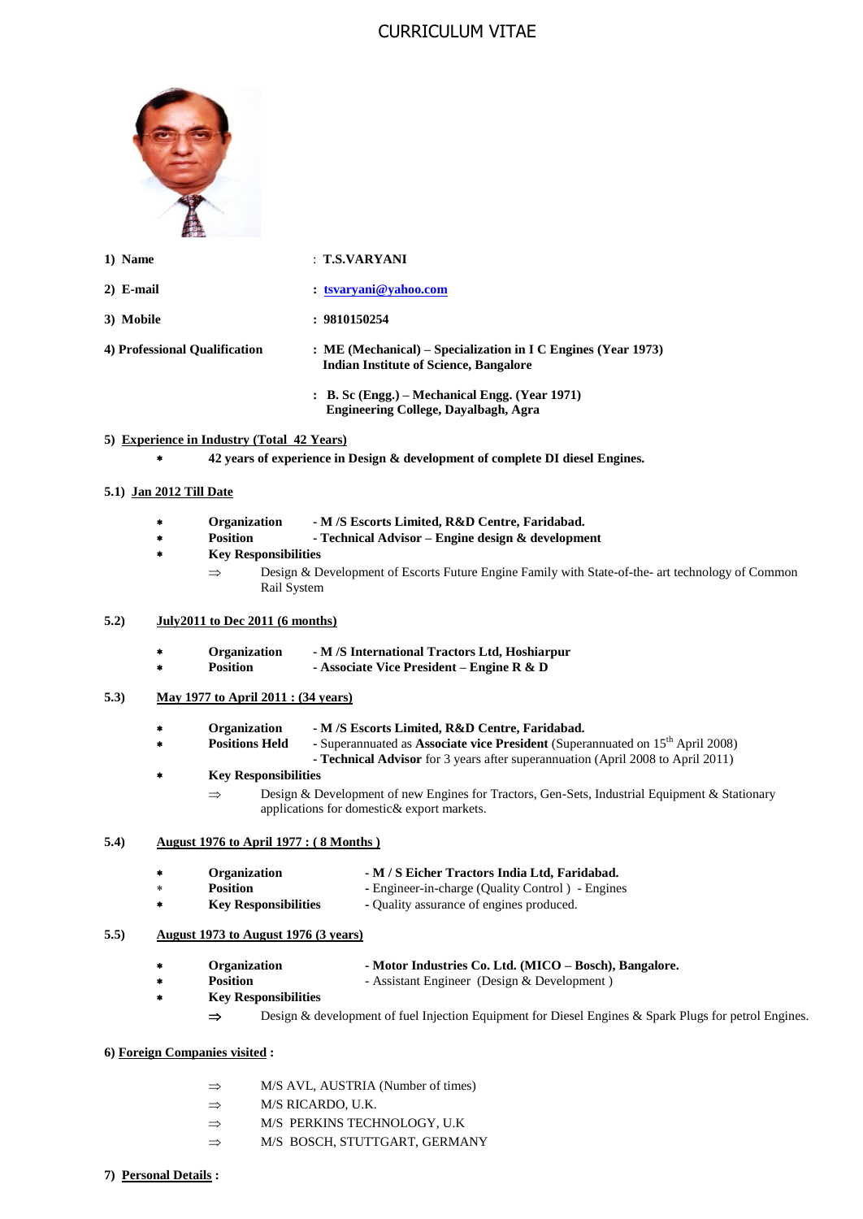# CURRICULUM VITAE

**1) Name** : **T.S.VARYANI**

**2) E-mail** : **tsvaryani@yahoo.com**

**3) Mobile** : **9810150254**

**4) Professional Qualification** : **ME (Mechanical) – Specialization in I C Engines (Year 1973)**
**Indian Institute of Science, Bangalore**

: **B. Sc (Engg.) – Mechanical Engg. (Year 1971)**
**Engineering College, Dayalbagh, Agra**

**5) Experience in Industry (Total 42 Years)**

- **42 years of experience in Design & development of complete DI diesel Engines.**

**5.1) Jan 2012 Till Date**

- **Organization** - **M /S Escorts Limited, R&D Centre, Faridabad.**
- **Position** - **Technical Advisor – Engine design & development**
- **Key Responsibilities**
  - ⇒ Design & Development of Escorts Future Engine Family with State-of-the- art technology of Common Rail System

**5.2) July2011 to Dec 2011 (6 months)**

- **Organization** - **M /S International Tractors Ltd, Hoshiarpur**
- **Position** - **Associate Vice President – Engine R & D**

**5.3) May 1977 to April 2011 : (34 years)**

- **Organization** - **M /S Escorts Limited, R&D Centre, Faridabad.**
- **Positions Held** - Superannuated as **Associate vice President** (Superannuated on 15th April 2008)
  - **Technical Advisor** for 3 years after superannuation (April 2008 to April 2011)
- **Key Responsibilities**
  - ⇒ Design & Development of new Engines for Tractors, Gen-Sets, Industrial Equipment & Stationary applications for domestic& export markets.

**5.4) August 1976 to April 1977 : ( 8 Months )**

- **Organization** - **M / S Eicher Tractors India Ltd, Faridabad.**
- **Position** - Engineer-in-charge (Quality Control ) - Engines
- **Key Responsibilities** - Quality assurance of engines produced.

**5.5) August 1973 to August 1976 (3 years)**

- **Organization** - **Motor Industries Co. Ltd. (MICO – Bosch), Bangalore.**
- **Position** - Assistant Engineer (Design & Development )
- **Key Responsibilities**
  - ⇒ Design & development of fuel Injection Equipment for Diesel Engines & Spark Plugs for petrol Engines.

**6) Foreign Companies visited :**

- ⇒ M/S AVL, AUSTRIA (Number of times)
- ⇒ M/S RICARDO, U.K.
- ⇒ M/S PERKINS TECHNOLOGY, U.K
- ⇒ M/S BOSCH, STUTTGART, GERMANY

**7) Personal Details :**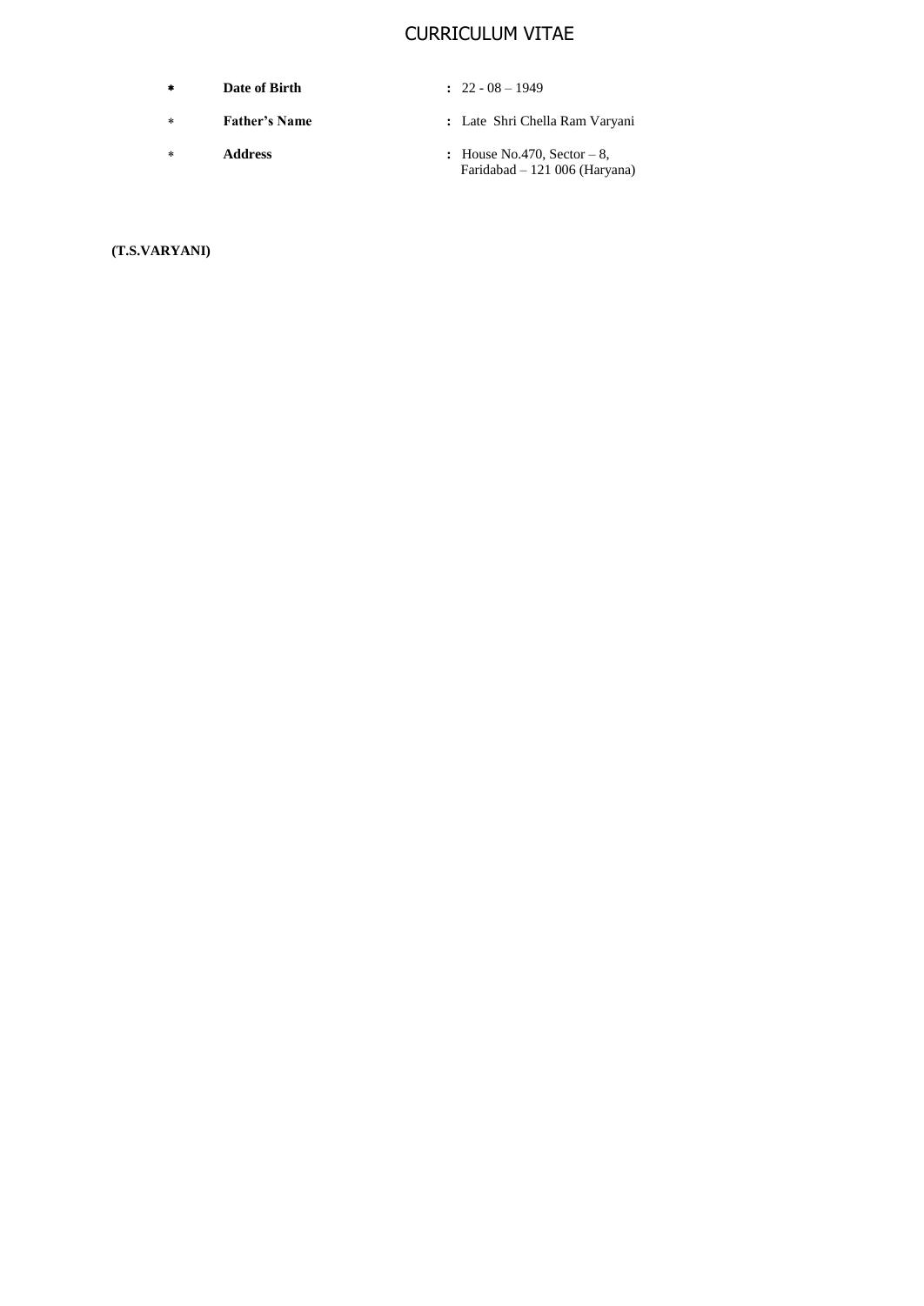# CURRICULUM VITAE

* **Date of Birth** : 22 - 08 – 1949
* **Father's Name** : Late Shri Chella Ram Varyani
* **Address** : House No.470, Sector – 8,
  Faridabad – 121 006 (Haryana)

**(T.S.VARYANI)**